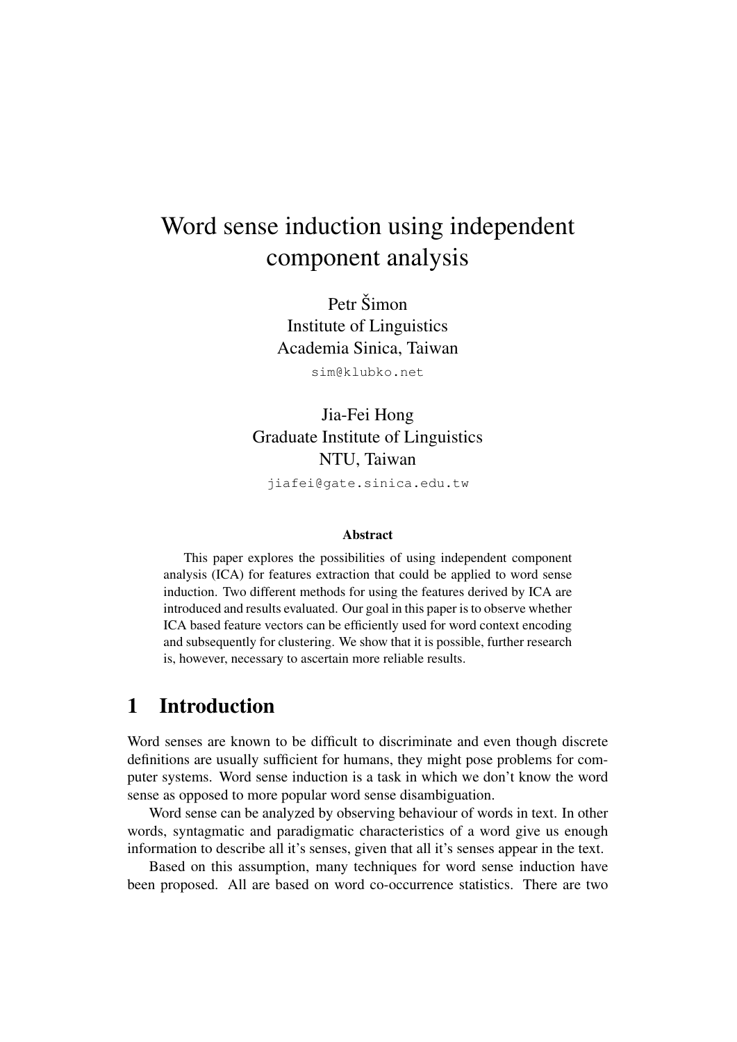# Word sense induction using independent component analysis

Petr Šimon
Institute of Linguistics
Academia Sinica, Taiwan
sim@klubko.net

Jia-Fei Hong
Graduate Institute of Linguistics
NTU, Taiwan
jiafei@gate.sinica.edu.tw

**Abstract**

This paper explores the possibilities of using independent component analysis (ICA) for features extraction that could be applied to word sense induction. Two different methods for using the features derived by ICA are introduced and results evaluated. Our goal in this paper is to observe whether ICA based feature vectors can be efficiently used for word context encoding and subsequently for clustering. We show that it is possible, further research is, however, necessary to ascertain more reliable results.

## 1 Introduction

Word senses are known to be difficult to discriminate and even though discrete definitions are usually sufficient for humans, they might pose problems for computer systems. Word sense induction is a task in which we don't know the word sense as opposed to more popular word sense disambiguation.

Word sense can be analyzed by observing behaviour of words in text. In other words, syntagmatic and paradigmatic characteristics of a word give us enough information to describe all it's senses, given that all it's senses appear in the text.

Based on this assumption, many techniques for word sense induction have been proposed. All are based on word co-occurrence statistics. There are two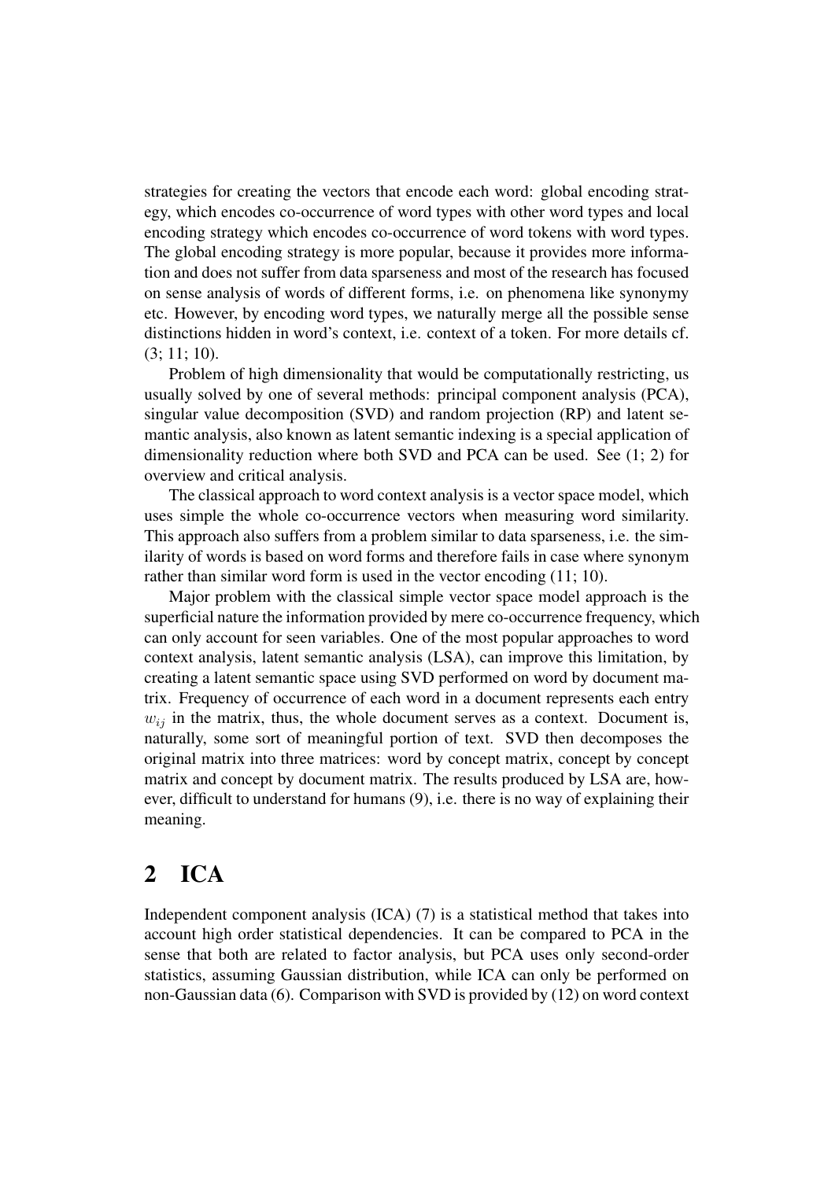strategies for creating the vectors that encode each word: global encoding strategy, which encodes co-occurrence of word types with other word types and local encoding strategy which encodes co-occurrence of word tokens with word types. The global encoding strategy is more popular, because it provides more information and does not suffer from data sparseness and most of the research has focused on sense analysis of words of different forms, i.e. on phenomena like synonymy etc. However, by encoding word types, we naturally merge all the possible sense distinctions hidden in word's context, i.e. context of a token. For more details cf. (3; 11; 10).

Problem of high dimensionality that would be computationally restricting, us usually solved by one of several methods: principal component analysis (PCA), singular value decomposition (SVD) and random projection (RP) and latent semantic analysis, also known as latent semantic indexing is a special application of dimensionality reduction where both SVD and PCA can be used. See (1; 2) for overview and critical analysis.

The classical approach to word context analysis is a vector space model, which uses simple the whole co-occurrence vectors when measuring word similarity. This approach also suffers from a problem similar to data sparseness, i.e. the similarity of words is based on word forms and therefore fails in case where synonym rather than similar word form is used in the vector encoding (11; 10).

Major problem with the classical simple vector space model approach is the superficial nature the information provided by mere co-occurrence frequency, which can only account for seen variables. One of the most popular approaches to word context analysis, latent semantic analysis (LSA), can improve this limitation, by creating a latent semantic space using SVD performed on word by document matrix. Frequency of occurrence of each word in a document represents each entry $w_{ij}$ in the matrix, thus, the whole document serves as a context. Document is, naturally, some sort of meaningful portion of text. SVD then decomposes the original matrix into three matrices: word by concept matrix, concept by concept matrix and concept by document matrix. The results produced by LSA are, however, difficult to understand for humans (9), i.e. there is no way of explaining their meaning.

## 2 ICA

Independent component analysis (ICA) (7) is a statistical method that takes into account high order statistical dependencies. It can be compared to PCA in the sense that both are related to factor analysis, but PCA uses only second-order statistics, assuming Gaussian distribution, while ICA can only be performed on non-Gaussian data (6). Comparison with SVD is provided by (12) on word context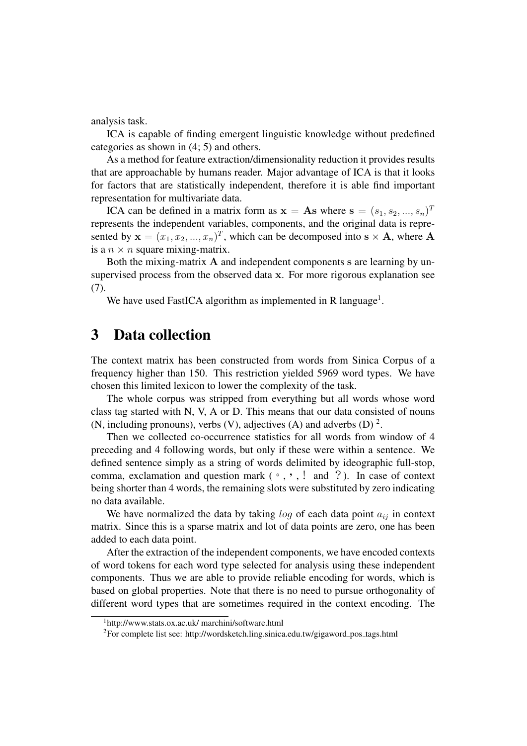analysis task.

ICA is capable of finding emergent linguistic knowledge without predefined categories as shown in (4; 5) and others.

As a method for feature extraction/dimensionality reduction it provides results that are approachable by humans reader. Major advantage of ICA is that it looks for factors that are statistically independent, therefore it is able find important representation for multivariate data.

ICA can be defined in a matrix form as $\mathbf{x} = \mathbf{A}\mathbf{s}$ where $\mathbf{s} = (s_1, s_2, ..., s_n)^T$ represents the independent variables, components, and the original data is represented by $\mathbf{x} = (x_1, x_2, ..., x_n)^T$, which can be decomposed into $\mathbf{s} \times \mathbf{A}$, where $\mathbf{A}$ is a $n \times n$ square mixing-matrix.

Both the mixing-matrix $\mathbf{A}$ and independent components $\mathbf{s}$ are learning by unsupervised process from the observed data $\mathbf{x}$. For more rigorous explanation see (7).

We have used FastICA algorithm as implemented in R language[1].

# 3 Data collection

The context matrix has been constructed from words from Sinica Corpus of a frequency higher than 150. This restriction yielded 5969 word types. We have chosen this limited lexicon to lower the complexity of the task.

The whole corpus was stripped from everything but all words whose word class tag started with N, V, A or D. This means that our data consisted of nouns (N, including pronouns), verbs (V), adjectives (A) and adverbs (D) [2].

Then we collected co-occurrence statistics for all words from window of 4 preceding and 4 following words, but only if these were within a sentence. We defined sentence simply as a string of words delimited by ideographic full-stop, comma, exclamation and question mark ( 。, ，, ！ and ？). In case of context being shorter than 4 words, the remaining slots were substituted by zero indicating no data available.

We have normalized the data by taking $log$ of each data point $a_{ij}$ in context matrix. Since this is a sparse matrix and lot of data points are zero, one has been added to each data point.

After the extraction of the independent components, we have encoded contexts of word tokens for each word type selected for analysis using these independent components. Thus we are able to provide reliable encoding for words, which is based on global properties. Note that there is no need to pursue orthogonality of different word types that are sometimes required in the context encoding. The

[1] http://www.stats.ox.ac.uk/ marchini/software.html

[2] For complete list see: http://wordsketch.ling.sinica.edu.tw/gigaword_pos_tags.html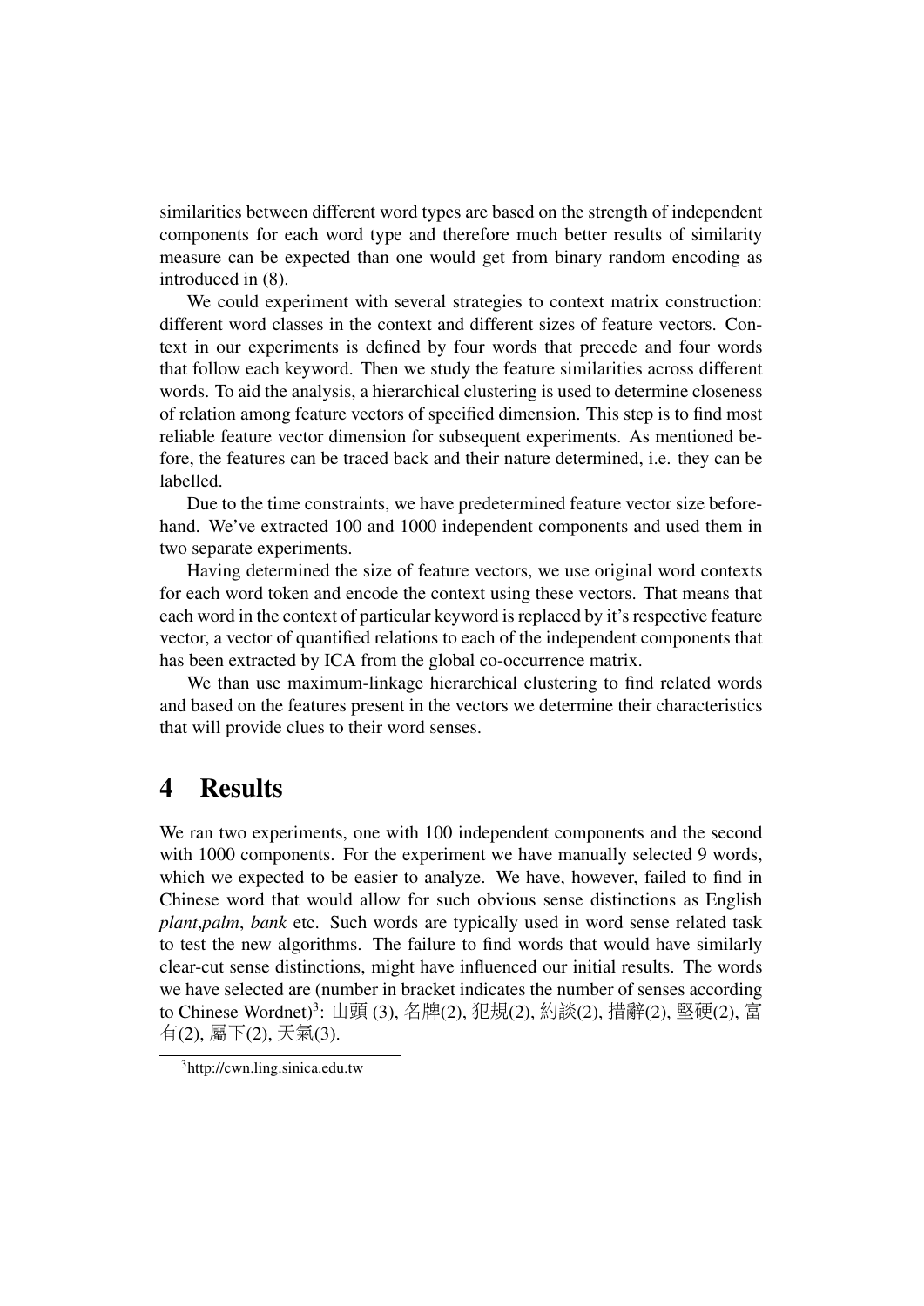similarities between different word types are based on the strength of independent components for each word type and therefore much better results of similarity measure can be expected than one would get from binary random encoding as introduced in (8).

We could experiment with several strategies to context matrix construction: different word classes in the context and different sizes of feature vectors. Context in our experiments is defined by four words that precede and four words that follow each keyword. Then we study the feature similarities across different words. To aid the analysis, a hierarchical clustering is used to determine closeness of relation among feature vectors of specified dimension. This step is to find most reliable feature vector dimension for subsequent experiments. As mentioned before, the features can be traced back and their nature determined, i.e. they can be labelled.

Due to the time constraints, we have predetermined feature vector size beforehand. We've extracted 100 and 1000 independent components and used them in two separate experiments.

Having determined the size of feature vectors, we use original word contexts for each word token and encode the context using these vectors. That means that each word in the context of particular keyword is replaced by it's respective feature vector, a vector of quantified relations to each of the independent components that has been extracted by ICA from the global co-occurrence matrix.

We than use maximum-linkage hierarchical clustering to find related words and based on the features present in the vectors we determine their characteristics that will provide clues to their word senses.

# 4 Results

We ran two experiments, one with 100 independent components and the second with 1000 components. For the experiment we have manually selected 9 words, which we expected to be easier to analyze. We have, however, failed to find in Chinese word that would allow for such obvious sense distinctions as English *plant*,*palm*, *bank* etc. Such words are typically used in word sense related task to test the new algorithms. The failure to find words that would have similarly clear-cut sense distinctions, might have influenced our initial results. The words we have selected are (number in bracket indicates the number of senses according to Chinese Wordnet)[3]: 山頭 (3), 名牌(2), 犯規(2), 約談(2), 措辭(2), 堅硬(2), 富有(2), 屬下(2), 天氣(3).

[3] http://cwn.ling.sinica.edu.tw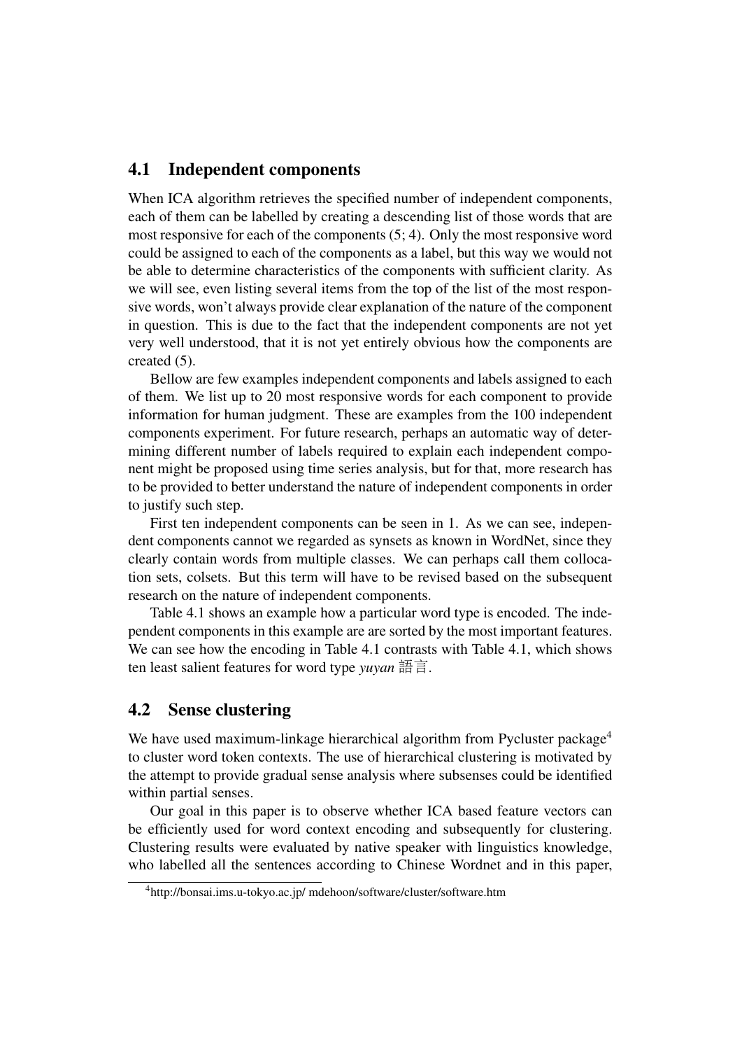## 4.1 Independent components

When ICA algorithm retrieves the specified number of independent components, each of them can be labelled by creating a descending list of those words that are most responsive for each of the components (5; 4). Only the most responsive word could be assigned to each of the components as a label, but this way we would not be able to determine characteristics of the components with sufficient clarity. As we will see, even listing several items from the top of the list of the most responsive words, won't always provide clear explanation of the nature of the component in question. This is due to the fact that the independent components are not yet very well understood, that it is not yet entirely obvious how the components are created (5).

Bellow are few examples independent components and labels assigned to each of them. We list up to 20 most responsive words for each component to provide information for human judgment. These are examples from the 100 independent components experiment. For future research, perhaps an automatic way of determining different number of labels required to explain each independent component might be proposed using time series analysis, but for that, more research has to be provided to better understand the nature of independent components in order to justify such step.

First ten independent components can be seen in 1. As we can see, independent components cannot we regarded as synsets as known in WordNet, since they clearly contain words from multiple classes. We can perhaps call them collocation sets, colsets. But this term will have to be revised based on the subsequent research on the nature of independent components.

Table 4.1 shows an example how a particular word type is encoded. The independent components in this example are are sorted by the most important features. We can see how the encoding in Table 4.1 contrasts with Table 4.1, which shows ten least salient features for word type *yuyan* 語言.

## 4.2 Sense clustering

We have used maximum-linkage hierarchical algorithm from Pycluster package[4] to cluster word token contexts. The use of hierarchical clustering is motivated by the attempt to provide gradual sense analysis where subsenses could be identified within partial senses.

Our goal in this paper is to observe whether ICA based feature vectors can be efficiently used for word context encoding and subsequently for clustering. Clustering results were evaluated by native speaker with linguistics knowledge, who labelled all the sentences according to Chinese Wordnet and in this paper,

[4] http://bonsai.ims.u-tokyo.ac.jp/ mdehoon/software/cluster/software.htm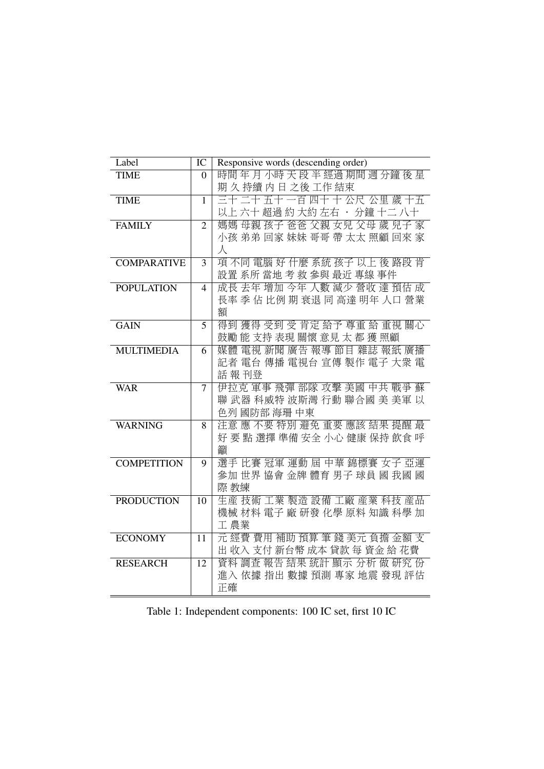| Label | IC | Responsive words (descending order) |
| --- | --- | --- |
| TIME | 0 | 時間 年 月 小時 天 段 半 經過 期間 週 分鐘 後 星期 久 持續 內 日 之後 工作 結束 |
| TIME | 1 | 三十 二十 五十 一百 四十 十 公尺 公里 歲 十五 以上 六十 超過 約 大約 左右 · 分鐘 十二 八十 |
| FAMILY | 2 | 媽媽 母親 孩子 爸爸 父親 女兒 父母 歲 兒子 家 小孩 弟弟 回家 妹妹 哥哥 帶 太太 照顧 回來 家人 |
| COMPARATIVE | 3 | 項 不同 電腦 好 什麼 系統 孩子 以上 後 路段 肯 設置 系所 當地 考 救 參與 最近 專線 事件 |
| POPULATION | 4 | 成長 去年 增加 今年 人數 減少 營收 達 預估 成長率 季 佔 比例 期 衰退 同 高達 明年 人口 營業額 |
| GAIN | 5 | 得到 獲得 受到 受 肯定 給予 尊重 給 重視 關心 鼓勵 能 支持 表現 關懷 意見 太 都 獲 照顧 |
| MULTIMEDIA | 6 | 媒體 電視 新聞 廣告 報導 節目 雜誌 報紙 廣播 記者 電台 傳播 電視台 宣傳 製作 電子 大眾 電話 報 刊登 |
| WAR | 7 | 伊拉克 軍事 飛彈 部隊 攻擊 美國 中共 戰爭 蘇聯 武器 科威特 波斯灣 行動 聯合國 美 美軍 以色列 國防部 海珊 中東 |
| WARNING | 8 | 注意 應 不要 特別 避免 重要 應該 結果 提醒 最好 要 點 選擇 準備 安全 小心 健康 保持 飲食 呼籲 |
| COMPETITION | 9 | 選手 比賽 冠軍 運動 屆 中華 錦標賽 女子 亞運 參加 世界 協會 金牌 體育 男子 球員 國 我國 國際 教練 |
| PRODUCTION | 10 | 生產 技術 工業 製造 設備 工廠 產業 科技 產品 機械 材料 電子 廠 研發 化學 原料 知識 科學 加工 農業 |
| ECONOMY | 11 | 元 經費 費用 補助 預算 筆 錢 美元 負擔 金額 支出 收入 支付 新台幣 成本 貸款 每 資金 給 花費 |
| RESEARCH | 12 | 資料 調查 報告 結果 統計 顯示 分析 做 研究 份 進入 依據 指出 數據 預測 專家 地震 發現 評估 正確 |

Table 1: Independent components: 100 IC set, first 10 IC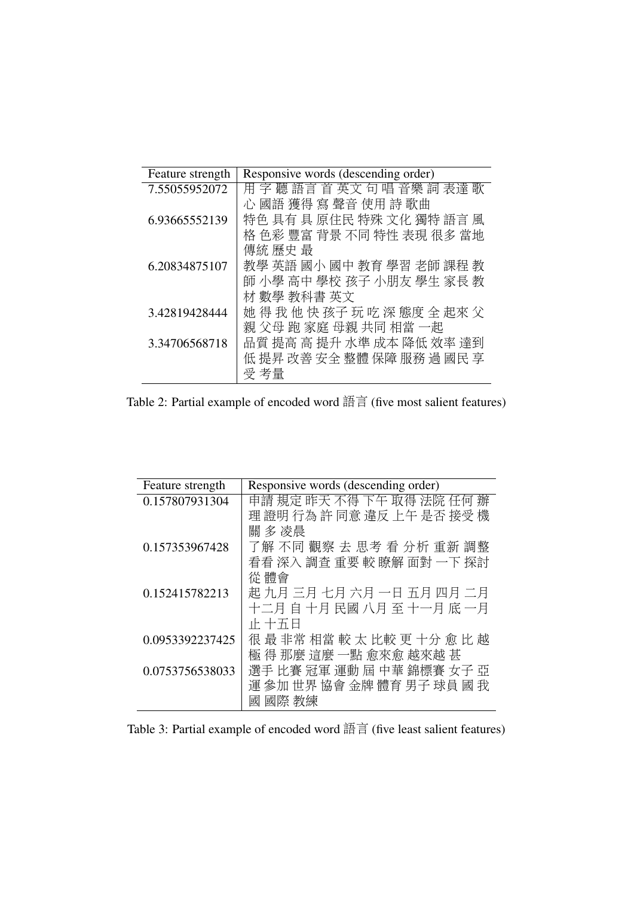| Feature strength | Responsive words (descending order) |
| --- | --- |
| 7.55055952072 | 用 字 聽 語言 首 英文 句 唱 音樂 詞 表達 歌 心 國語 獲得 寫 聲音 使用 詩 歌曲 |
| 6.93665552139 | 特色 具有 具 原住民 特殊 文化 獨特 語言 風格 色彩 豐富 背景 不同 特性 表現 很多 當地 傳統 歷史 最 |
| 6.20834875107 | 教學 英語 國小 國中 教育 學習 老師 課程 教師 小學 高中 學校 孩子 小朋友 學生 家長 教材 數學 教科書 英文 |
| 3.42819428444 | 她 得 我 他 快 孩子 玩 吃 深 態度 全 起來 父親 父母 跑 家庭 母親 共同 相當 一起 |
| 3.34706568718 | 品質 提高 高 提升 水準 成本 降低 效率 達到 低 提昇 改善 安全 整體 保障 服務 過 國民 享受 考量 |

Table 2: Partial example of encoded word 語言 (five most salient features)

| Feature strength | Responsive words (descending order) |
| --- | --- |
| 0.157807931304 | 申請 規定 昨天 不得 下午 取得 法院 任何 辦理 證明 行為 許 同意 違反 上午 是否 接受 機關 多 凌晨 |
| 0.157353967428 | 了解 不同 觀察 去 思考 看 分析 重新 調整 看看 深入 調查 重要 較 瞭解 面對 一下 探討 從 體會 |
| 0.152415782213 | 起 九月 三月 七月 六月 一日 五月 四月 二月 十二月 自 十月 民國 八月 至 十一月 底 一月 止 十五日 |
| 0.0953392237425 | 很 最 非常 相當 較 太 比較 更 十分 愈 比 越 極 得 那麼 這麼 一點 愈來愈 越來越 甚 |
| 0.0753756538033 | 選手 比賽 冠軍 運動 屆 中華 錦標賽 女子 亞運 參加 世界 協會 金牌 體育 男子 球員 國 我國 國際 教練 |

Table 3: Partial example of encoded word 語言 (five least salient features)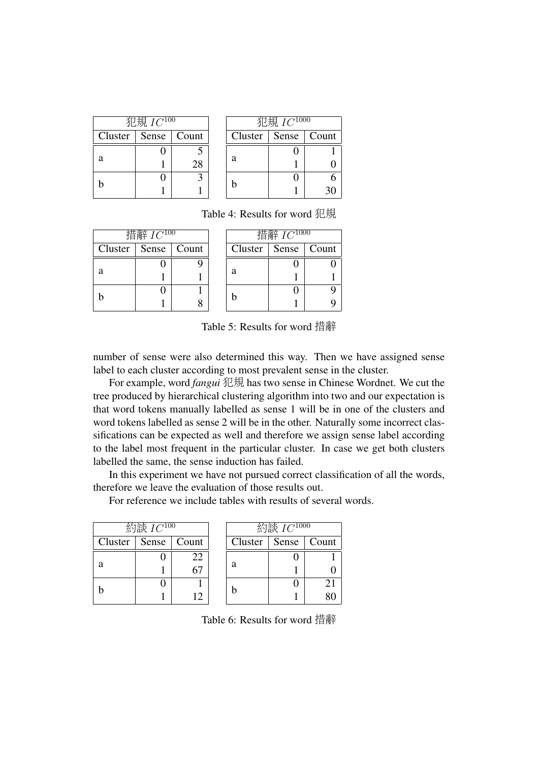| 犯規 $IC^{100}$ | | |
|---|---|---|
| Cluster | Sense | Count |
| a | 0 | 5 |
| | 1 | 28 |
| b | 0 | 3 |
| | 1 | 1 |

| 犯規 $IC^{1000}$ | | |
|---|---|---|
| Cluster | Sense | Count |
| a | 0 | 1 |
| | 1 | 0 |
| b | 0 | 6 |
| | 1 | 30 |

Table 4: Results for word 犯規

| 措辭 $IC^{100}$ | | |
|---|---|---|
| Cluster | Sense | Count |
| a | 0 | 9 |
| | 1 | 1 |
| b | 0 | 1 |
| | 1 | 8 |

| 措辭 $IC^{1000}$ | | |
|---|---|---|
| Cluster | Sense | Count |
| a | 0 | 0 |
| | 1 | 1 |
| b | 0 | 9 |
| | 1 | 9 |

Table 5: Results for word 措辭

number of sense were also determined this way. Then we have assigned sense label to each cluster according to most prevalent sense in the cluster.

For example, word *fangui* 犯規 has two sense in Chinese Wordnet. We cut the tree produced by hierarchical clustering algorithm into two and our expectation is that word tokens manually labelled as sense 1 will be in one of the clusters and word tokens labelled as sense 2 will be in the other. Naturally some incorrect classifications can be expected as well and therefore we assign sense label according to the label most frequent in the particular cluster. In case we get both clusters labelled the same, the sense induction has failed.

In this experiment we have not pursued correct classification of all the words, therefore we leave the evaluation of those results out.

For reference we include tables with results of several words.

| 約談 $IC^{100}$ | | |
|---|---|---|
| Cluster | Sense | Count |
| a | 0 | 22 |
| | 1 | 67 |
| b | 0 | 1 |
| | 1 | 12 |

| 約談 $IC^{1000}$ | | |
|---|---|---|
| Cluster | Sense | Count |
| a | 0 | 1 |
| | 1 | 0 |
| b | 0 | 21 |
| | 1 | 80 |

Table 6: Results for word 措辭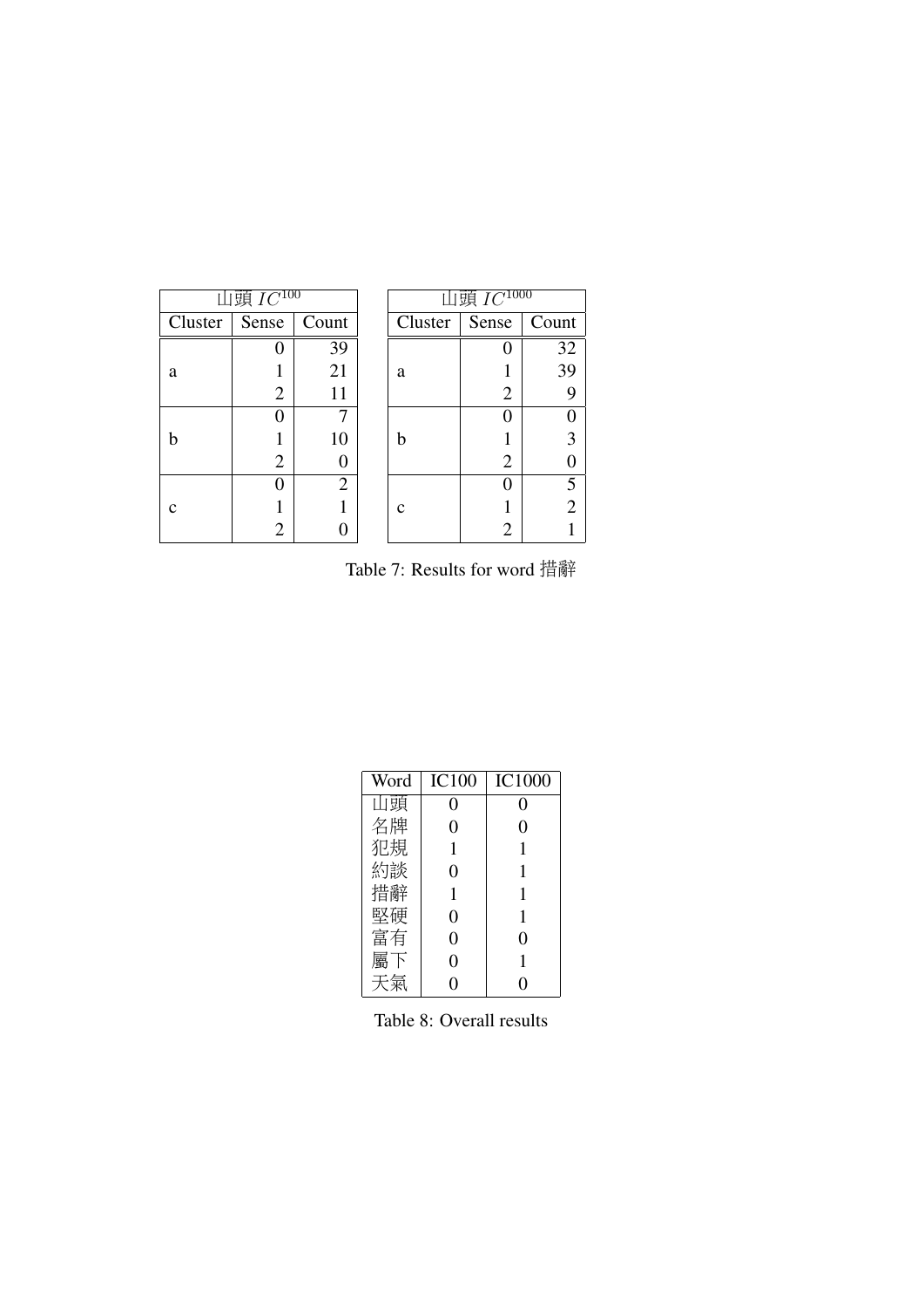| 山頭 $IC^{100}$ | | |
|---|---|---|
| Cluster | Sense | Count |
| a | 0 | 39 |
| | 1 | 21 |
| | 2 | 11 |
| b | 0 | 7 |
| | 1 | 10 |
| | 2 | 0 |
| c | 0 | 2 |
| | 1 | 1 |
| | 2 | 0 |

| 山頭 $IC^{1000}$ | | |
|---|---|---|
| Cluster | Sense | Count |
| a | 0 | 32 |
| | 1 | 39 |
| | 2 | 9 |
| b | 0 | 0 |
| | 1 | 3 |
| | 2 | 0 |
| c | 0 | 5 |
| | 1 | 2 |
| | 2 | 1 |

Table 7: Results for word 措辭

| Word | IC100 | IC1000 |
|---|---|---|
| 山頭 | 0 | 0 |
| 名牌 | 0 | 0 |
| 犯規 | 1 | 1 |
| 約談 | 0 | 1 |
| 措辭 | 1 | 1 |
| 堅硬 | 0 | 1 |
| 富有 | 0 | 0 |
| 屬下 | 0 | 1 |
| 天氣 | 0 | 0 |

Table 8: Overall results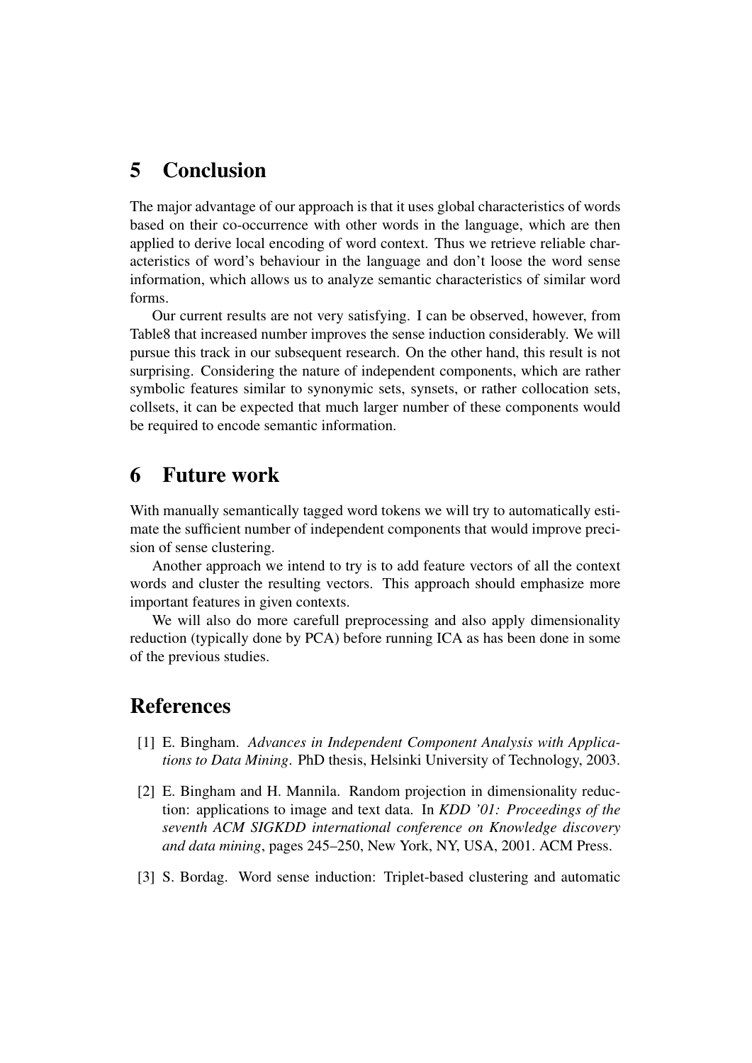## 5 Conclusion

The major advantage of our approach is that it uses global characteristics of words based on their co-occurrence with other words in the language, which are then applied to derive local encoding of word context. Thus we retrieve reliable characteristics of word's behaviour in the language and don't loose the word sense information, which allows us to analyze semantic characteristics of similar word forms.

Our current results are not very satisfying. I can be observed, however, from Table8 that increased number improves the sense induction considerably. We will pursue this track in our subsequent research. On the other hand, this result is not surprising. Considering the nature of independent components, which are rather symbolic features similar to synonymic sets, synsets, or rather collocation sets, collsets, it can be expected that much larger number of these components would be required to encode semantic information.

## 6 Future work

With manually semantically tagged word tokens we will try to automatically estimate the sufficient number of independent components that would improve precision of sense clustering.

Another approach we intend to try is to add feature vectors of all the context words and cluster the resulting vectors. This approach should emphasize more important features in given contexts.

We will also do more carefull preprocessing and also apply dimensionality reduction (typically done by PCA) before running ICA as has been done in some of the previous studies.

## References

[1] E. Bingham. *Advances in Independent Component Analysis with Applications to Data Mining*. PhD thesis, Helsinki University of Technology, 2003.

[2] E. Bingham and H. Mannila. Random projection in dimensionality reduction: applications to image and text data. In *KDD '01: Proceedings of the seventh ACM SIGKDD international conference on Knowledge discovery and data mining*, pages 245–250, New York, NY, USA, 2001. ACM Press.

[3] S. Bordag. Word sense induction: Triplet-based clustering and automatic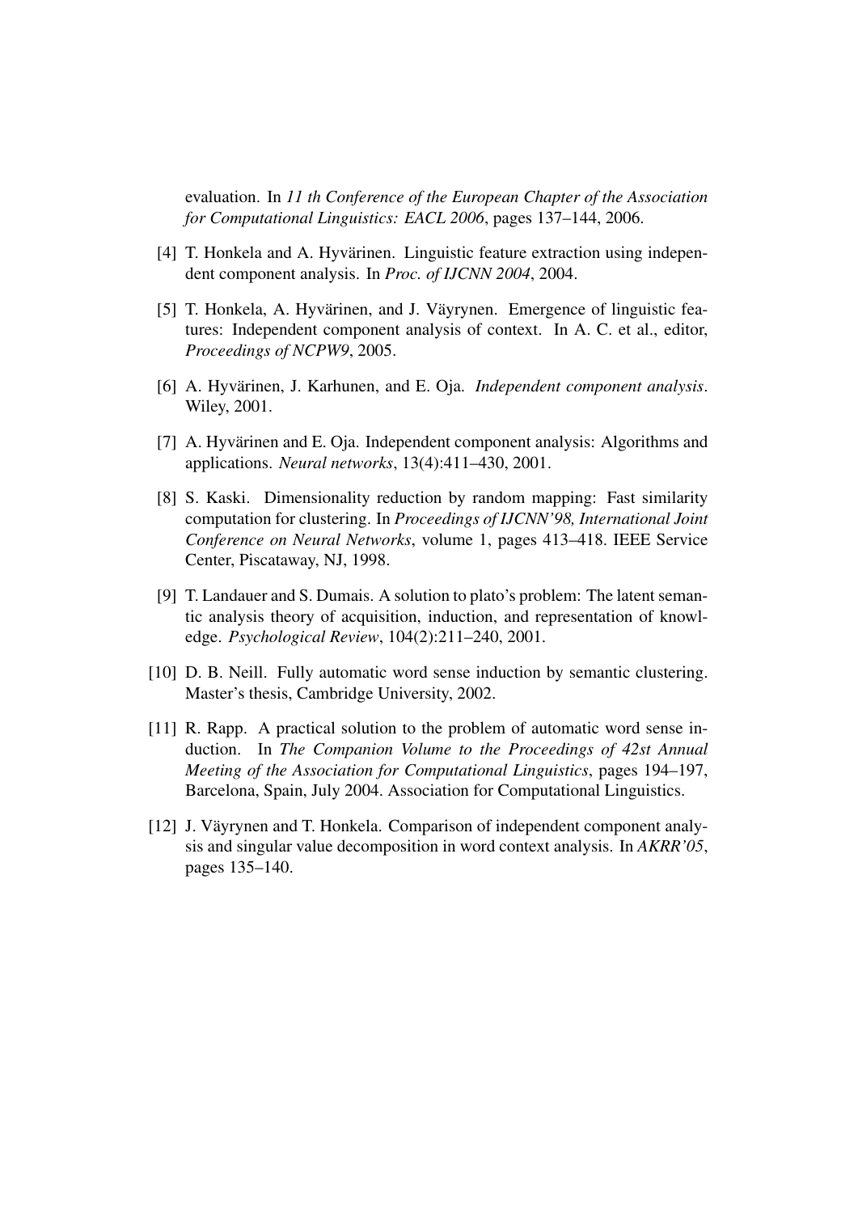evaluation. In *11 th Conference of the European Chapter of the Association for Computational Linguistics: EACL 2006*, pages 137–144, 2006.

[4] T. Honkela and A. Hyvärinen. Linguistic feature extraction using independent component analysis. In *Proc. of IJCNN 2004*, 2004.

[5] T. Honkela, A. Hyvärinen, and J. Väyrynen. Emergence of linguistic features: Independent component analysis of context. In A. C. et al., editor, *Proceedings of NCPW9*, 2005.

[6] A. Hyvärinen, J. Karhunen, and E. Oja. *Independent component analysis*. Wiley, 2001.

[7] A. Hyvärinen and E. Oja. Independent component analysis: Algorithms and applications. *Neural networks*, 13(4):411–430, 2001.

[8] S. Kaski. Dimensionality reduction by random mapping: Fast similarity computation for clustering. In *Proceedings of IJCNN'98, International Joint Conference on Neural Networks*, volume 1, pages 413–418. IEEE Service Center, Piscataway, NJ, 1998.

[9] T. Landauer and S. Dumais. A solution to plato's problem: The latent semantic analysis theory of acquisition, induction, and representation of knowledge. *Psychological Review*, 104(2):211–240, 2001.

[10] D. B. Neill. Fully automatic word sense induction by semantic clustering. Master's thesis, Cambridge University, 2002.

[11] R. Rapp. A practical solution to the problem of automatic word sense induction. In *The Companion Volume to the Proceedings of 42st Annual Meeting of the Association for Computational Linguistics*, pages 194–197, Barcelona, Spain, July 2004. Association for Computational Linguistics.

[12] J. Väyrynen and T. Honkela. Comparison of independent component analysis and singular value decomposition in word context analysis. In *AKRR'05*, pages 135–140.